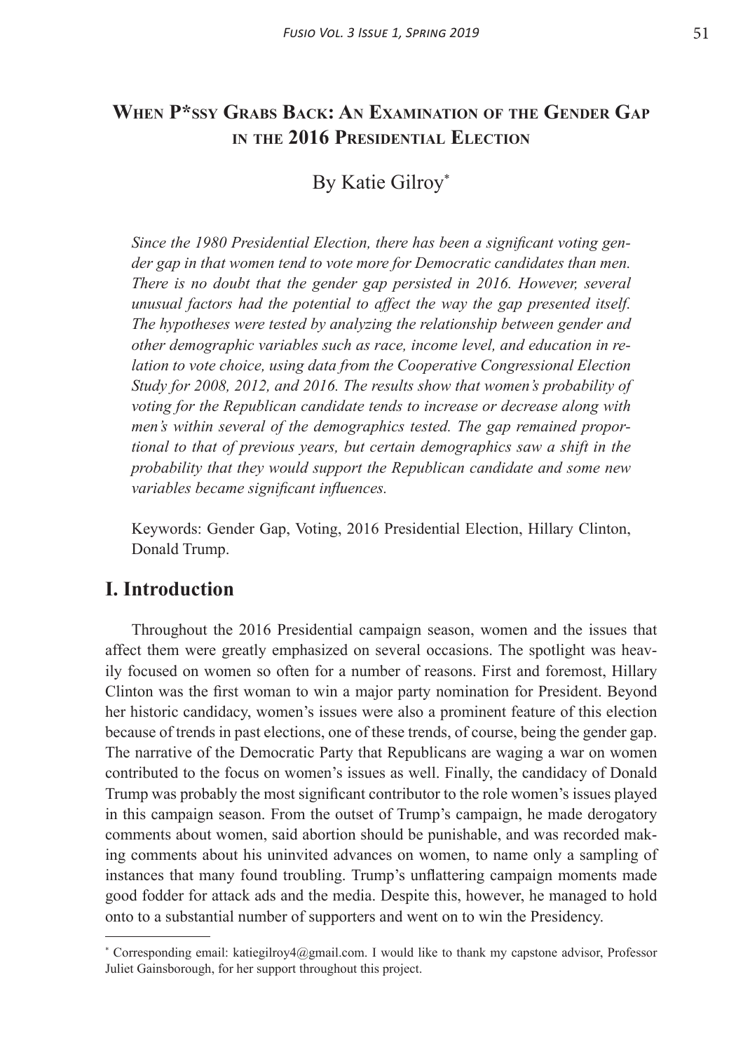# When P*ssy Grabs Back: An Examination of the Gender Gap in the 2016 Presidential Election

By Katie Gilroy[*]

*Since the 1980 Presidential Election, there has been a significant voting gender gap in that women tend to vote more for Democratic candidates than men. There is no doubt that the gender gap persisted in 2016. However, several unusual factors had the potential to affect the way the gap presented itself. The hypotheses were tested by analyzing the relationship between gender and other demographic variables such as race, income level, and education in relation to vote choice, using data from the Cooperative Congressional Election Study for 2008, 2012, and 2016. The results show that women's probability of voting for the Republican candidate tends to increase or decrease along with men's within several of the demographics tested. The gap remained proportional to that of previous years, but certain demographics saw a shift in the probability that they would support the Republican candidate and some new variables became significant influences.*

Keywords: Gender Gap, Voting, 2016 Presidential Election, Hillary Clinton, Donald Trump.

## I. Introduction

Throughout the 2016 Presidential campaign season, women and the issues that affect them were greatly emphasized on several occasions. The spotlight was heavily focused on women so often for a number of reasons. First and foremost, Hillary Clinton was the first woman to win a major party nomination for President. Beyond her historic candidacy, women's issues were also a prominent feature of this election because of trends in past elections, one of these trends, of course, being the gender gap. The narrative of the Democratic Party that Republicans are waging a war on women contributed to the focus on women's issues as well. Finally, the candidacy of Donald Trump was probably the most significant contributor to the role women's issues played in this campaign season. From the outset of Trump's campaign, he made derogatory comments about women, said abortion should be punishable, and was recorded making comments about his uninvited advances on women, to name only a sampling of instances that many found troubling. Trump's unflattering campaign moments made good fodder for attack ads and the media. Despite this, however, he managed to hold onto to a substantial number of supporters and went on to win the Presidency.

---

[*] Corresponding email: katiegilroy4@gmail.com. I would like to thank my capstone advisor, Professor Juliet Gainsborough, for her support throughout this project.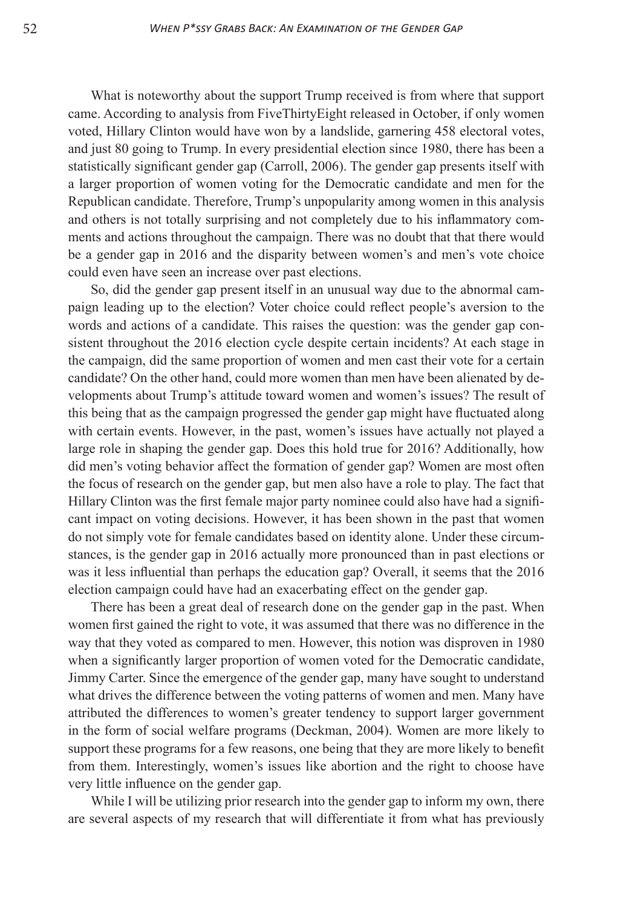What is noteworthy about the support Trump received is from where that support came. According to analysis from FiveThirtyEight released in October, if only women voted, Hillary Clinton would have won by a landslide, garnering 458 electoral votes, and just 80 going to Trump. In every presidential election since 1980, there has been a statistically significant gender gap (Carroll, 2006). The gender gap presents itself with a larger proportion of women voting for the Democratic candidate and men for the Republican candidate. Therefore, Trump's unpopularity among women in this analysis and others is not totally surprising and not completely due to his inflammatory comments and actions throughout the campaign. There was no doubt that that there would be a gender gap in 2016 and the disparity between women's and men's vote choice could even have seen an increase over past elections.

So, did the gender gap present itself in an unusual way due to the abnormal campaign leading up to the election? Voter choice could reflect people's aversion to the words and actions of a candidate. This raises the question: was the gender gap consistent throughout the 2016 election cycle despite certain incidents? At each stage in the campaign, did the same proportion of women and men cast their vote for a certain candidate? On the other hand, could more women than men have been alienated by developments about Trump's attitude toward women and women's issues? The result of this being that as the campaign progressed the gender gap might have fluctuated along with certain events. However, in the past, women's issues have actually not played a large role in shaping the gender gap. Does this hold true for 2016? Additionally, how did men's voting behavior affect the formation of gender gap? Women are most often the focus of research on the gender gap, but men also have a role to play. The fact that Hillary Clinton was the first female major party nominee could also have had a significant impact on voting decisions. However, it has been shown in the past that women do not simply vote for female candidates based on identity alone. Under these circumstances, is the gender gap in 2016 actually more pronounced than in past elections or was it less influential than perhaps the education gap? Overall, it seems that the 2016 election campaign could have had an exacerbating effect on the gender gap.

There has been a great deal of research done on the gender gap in the past. When women first gained the right to vote, it was assumed that there was no difference in the way that they voted as compared to men. However, this notion was disproven in 1980 when a significantly larger proportion of women voted for the Democratic candidate, Jimmy Carter. Since the emergence of the gender gap, many have sought to understand what drives the difference between the voting patterns of women and men. Many have attributed the differences to women's greater tendency to support larger government in the form of social welfare programs (Deckman, 2004). Women are more likely to support these programs for a few reasons, one being that they are more likely to benefit from them. Interestingly, women's issues like abortion and the right to choose have very little influence on the gender gap.

While I will be utilizing prior research into the gender gap to inform my own, there are several aspects of my research that will differentiate it from what has previously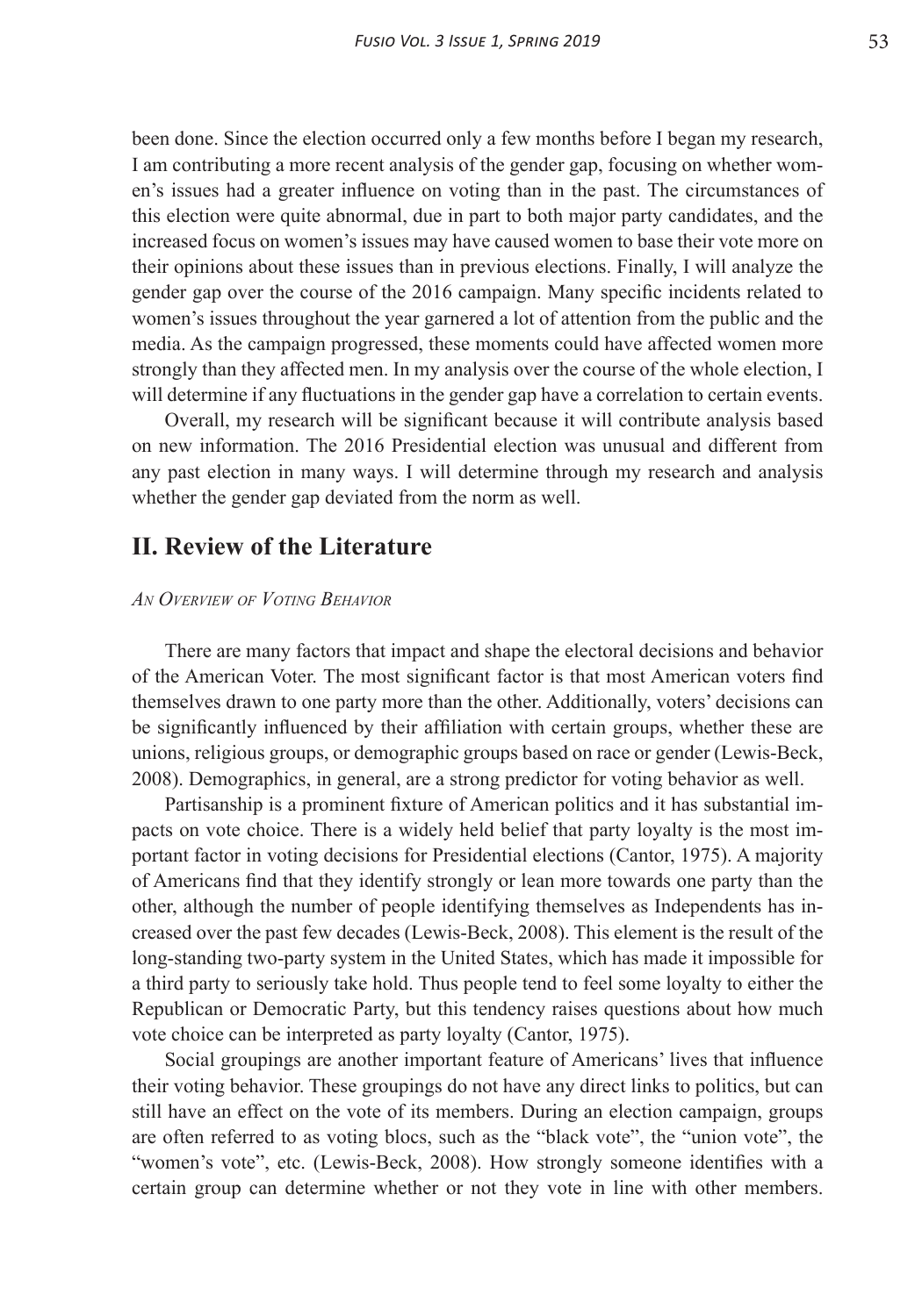been done. Since the election occurred only a few months before I began my research, I am contributing a more recent analysis of the gender gap, focusing on whether women's issues had a greater influence on voting than in the past. The circumstances of this election were quite abnormal, due in part to both major party candidates, and the increased focus on women's issues may have caused women to base their vote more on their opinions about these issues than in previous elections. Finally, I will analyze the gender gap over the course of the 2016 campaign. Many specific incidents related to women's issues throughout the year garnered a lot of attention from the public and the media. As the campaign progressed, these moments could have affected women more strongly than they affected men. In my analysis over the course of the whole election, I will determine if any fluctuations in the gender gap have a correlation to certain events.

Overall, my research will be significant because it will contribute analysis based on new information. The 2016 Presidential election was unusual and different from any past election in many ways. I will determine through my research and analysis whether the gender gap deviated from the norm as well.

## II. Review of the Literature

### *An Overview of Voting Behavior*

There are many factors that impact and shape the electoral decisions and behavior of the American Voter. The most significant factor is that most American voters find themselves drawn to one party more than the other. Additionally, voters' decisions can be significantly influenced by their affiliation with certain groups, whether these are unions, religious groups, or demographic groups based on race or gender (Lewis-Beck, 2008). Demographics, in general, are a strong predictor for voting behavior as well.

Partisanship is a prominent fixture of American politics and it has substantial impacts on vote choice. There is a widely held belief that party loyalty is the most important factor in voting decisions for Presidential elections (Cantor, 1975). A majority of Americans find that they identify strongly or lean more towards one party than the other, although the number of people identifying themselves as Independents has increased over the past few decades (Lewis-Beck, 2008). This element is the result of the long-standing two-party system in the United States, which has made it impossible for a third party to seriously take hold. Thus people tend to feel some loyalty to either the Republican or Democratic Party, but this tendency raises questions about how much vote choice can be interpreted as party loyalty (Cantor, 1975).

Social groupings are another important feature of Americans' lives that influence their voting behavior. These groupings do not have any direct links to politics, but can still have an effect on the vote of its members. During an election campaign, groups are often referred to as voting blocs, such as the "black vote", the "union vote", the "women's vote", etc. (Lewis-Beck, 2008). How strongly someone identifies with a certain group can determine whether or not they vote in line with other members.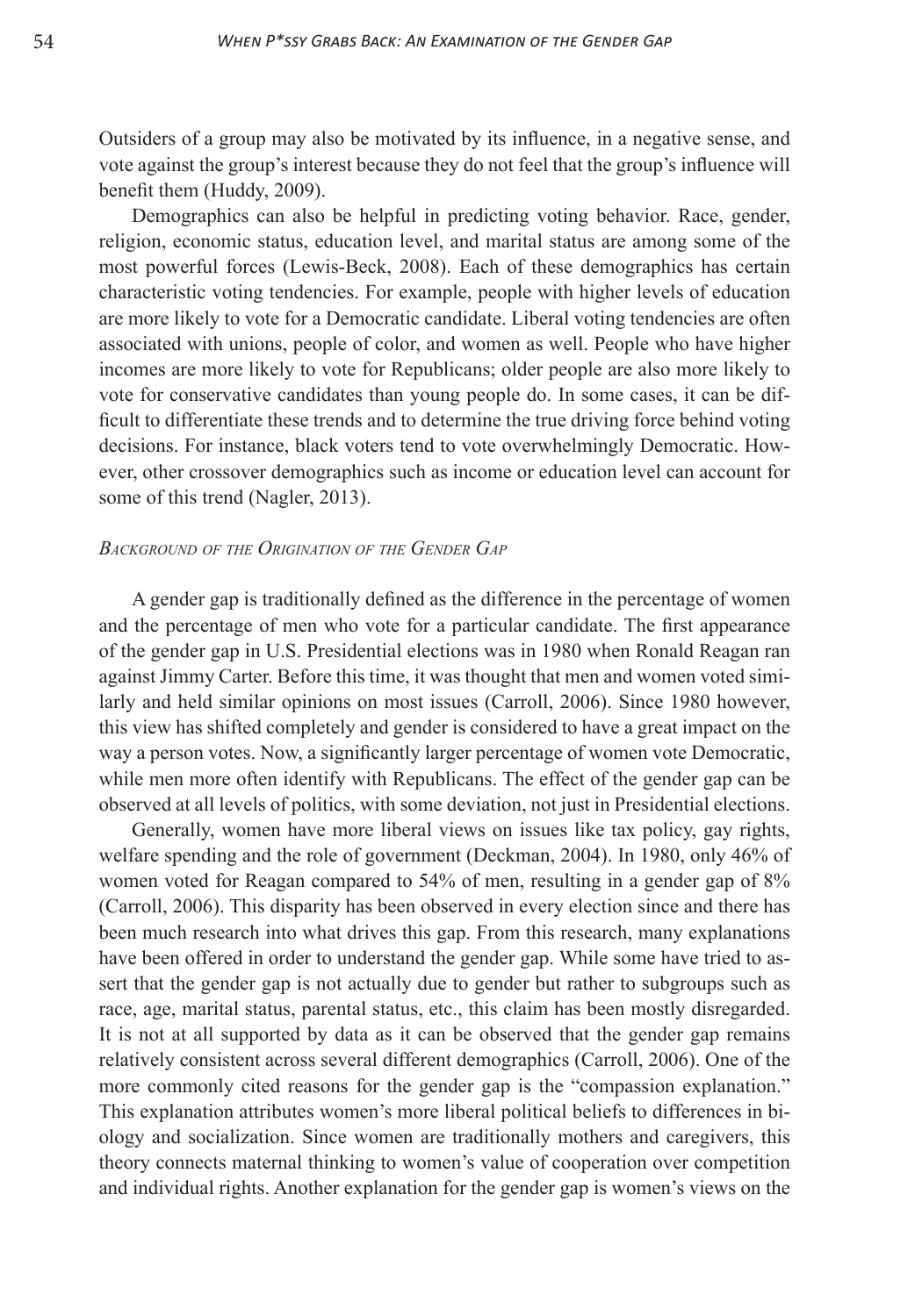Outsiders of a group may also be motivated by its influence, in a negative sense, and vote against the group's interest because they do not feel that the group's influence will benefit them (Huddy, 2009).

Demographics can also be helpful in predicting voting behavior. Race, gender, religion, economic status, education level, and marital status are among some of the most powerful forces (Lewis-Beck, 2008). Each of these demographics has certain characteristic voting tendencies. For example, people with higher levels of education are more likely to vote for a Democratic candidate. Liberal voting tendencies are often associated with unions, people of color, and women as well. People who have higher incomes are more likely to vote for Republicans; older people are also more likely to vote for conservative candidates than young people do. In some cases, it can be difficult to differentiate these trends and to determine the true driving force behind voting decisions. For instance, black voters tend to vote overwhelmingly Democratic. However, other crossover demographics such as income or education level can account for some of this trend (Nagler, 2013).

### *Background of the Origination of the Gender Gap*

A gender gap is traditionally defined as the difference in the percentage of women and the percentage of men who vote for a particular candidate. The first appearance of the gender gap in U.S. Presidential elections was in 1980 when Ronald Reagan ran against Jimmy Carter. Before this time, it was thought that men and women voted similarly and held similar opinions on most issues (Carroll, 2006). Since 1980 however, this view has shifted completely and gender is considered to have a great impact on the way a person votes. Now, a significantly larger percentage of women vote Democratic, while men more often identify with Republicans. The effect of the gender gap can be observed at all levels of politics, with some deviation, not just in Presidential elections.

Generally, women have more liberal views on issues like tax policy, gay rights, welfare spending and the role of government (Deckman, 2004). In 1980, only 46% of women voted for Reagan compared to 54% of men, resulting in a gender gap of 8% (Carroll, 2006). This disparity has been observed in every election since and there has been much research into what drives this gap. From this research, many explanations have been offered in order to understand the gender gap. While some have tried to assert that the gender gap is not actually due to gender but rather to subgroups such as race, age, marital status, parental status, etc., this claim has been mostly disregarded. It is not at all supported by data as it can be observed that the gender gap remains relatively consistent across several different demographics (Carroll, 2006). One of the more commonly cited reasons for the gender gap is the "compassion explanation." This explanation attributes women's more liberal political beliefs to differences in biology and socialization. Since women are traditionally mothers and caregivers, this theory connects maternal thinking to women's value of cooperation over competition and individual rights. Another explanation for the gender gap is women's views on the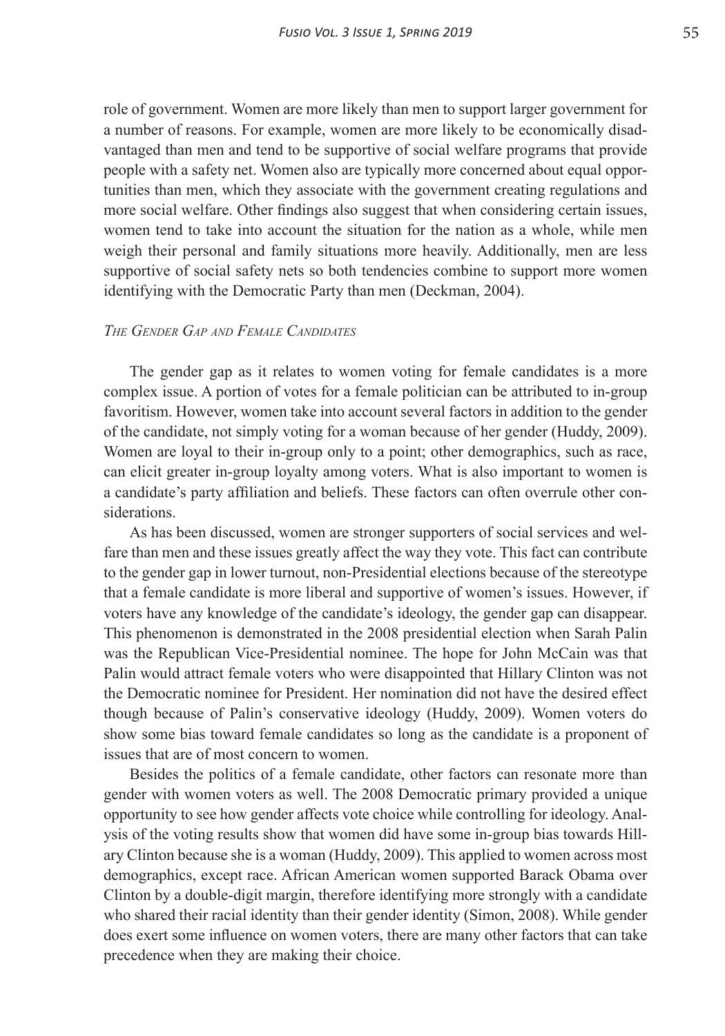role of government. Women are more likely than men to support larger government for a number of reasons. For example, women are more likely to be economically disadvantaged than men and tend to be supportive of social welfare programs that provide people with a safety net. Women also are typically more concerned about equal opportunities than men, which they associate with the government creating regulations and more social welfare. Other findings also suggest that when considering certain issues, women tend to take into account the situation for the nation as a whole, while men weigh their personal and family situations more heavily. Additionally, men are less supportive of social safety nets so both tendencies combine to support more women identifying with the Democratic Party than men (Deckman, 2004).

### *The Gender Gap and Female Candidates*

The gender gap as it relates to women voting for female candidates is a more complex issue. A portion of votes for a female politician can be attributed to in-group favoritism. However, women take into account several factors in addition to the gender of the candidate, not simply voting for a woman because of her gender (Huddy, 2009). Women are loyal to their in-group only to a point; other demographics, such as race, can elicit greater in-group loyalty among voters. What is also important to women is a candidate's party affiliation and beliefs. These factors can often overrule other considerations.

As has been discussed, women are stronger supporters of social services and welfare than men and these issues greatly affect the way they vote. This fact can contribute to the gender gap in lower turnout, non-Presidential elections because of the stereotype that a female candidate is more liberal and supportive of women's issues. However, if voters have any knowledge of the candidate's ideology, the gender gap can disappear. This phenomenon is demonstrated in the 2008 presidential election when Sarah Palin was the Republican Vice-Presidential nominee. The hope for John McCain was that Palin would attract female voters who were disappointed that Hillary Clinton was not the Democratic nominee for President. Her nomination did not have the desired effect though because of Palin's conservative ideology (Huddy, 2009). Women voters do show some bias toward female candidates so long as the candidate is a proponent of issues that are of most concern to women.

Besides the politics of a female candidate, other factors can resonate more than gender with women voters as well. The 2008 Democratic primary provided a unique opportunity to see how gender affects vote choice while controlling for ideology. Analysis of the voting results show that women did have some in-group bias towards Hillary Clinton because she is a woman (Huddy, 2009). This applied to women across most demographics, except race. African American women supported Barack Obama over Clinton by a double-digit margin, therefore identifying more strongly with a candidate who shared their racial identity than their gender identity (Simon, 2008). While gender does exert some influence on women voters, there are many other factors that can take precedence when they are making their choice.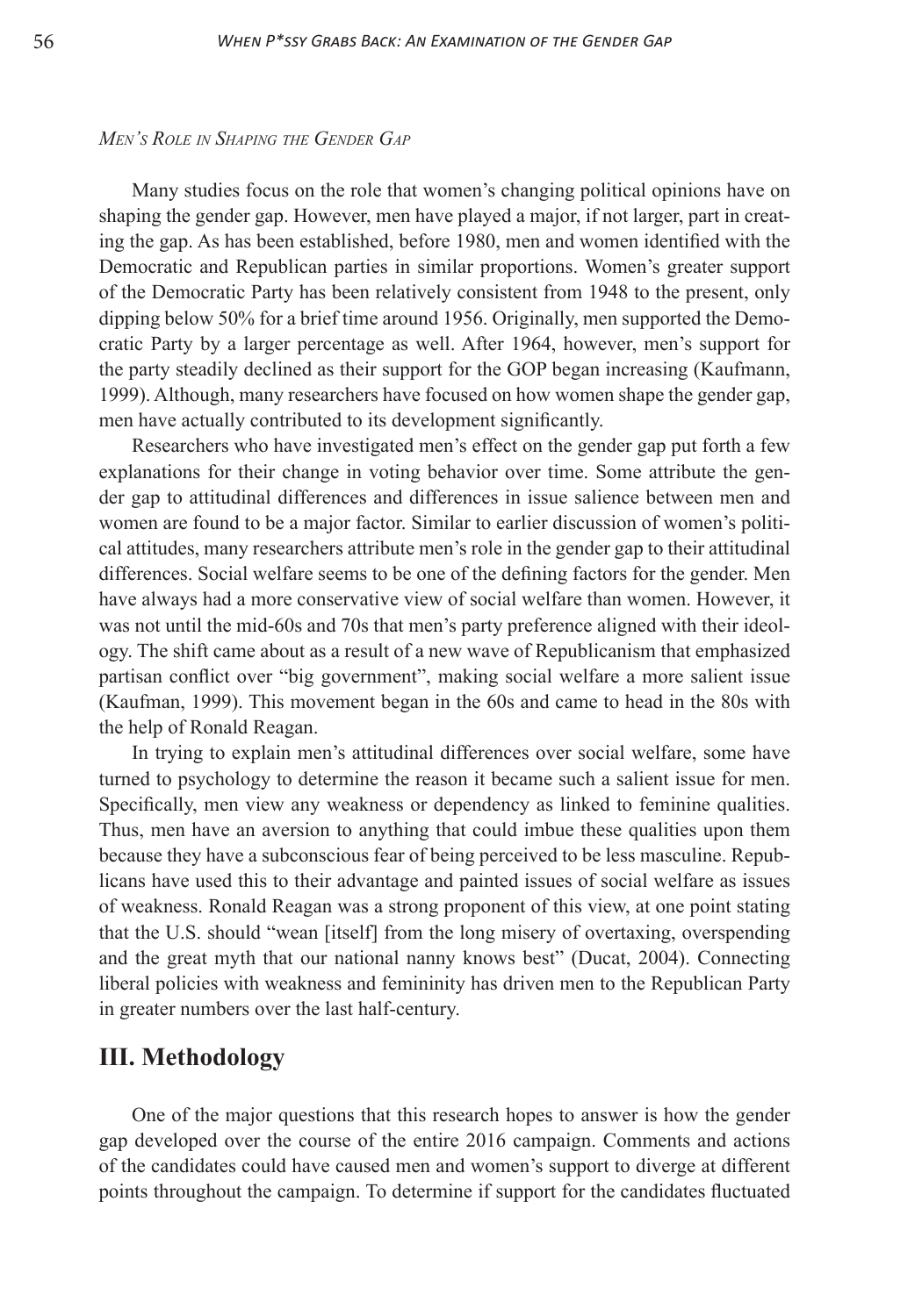### *Men's Role in Shaping the Gender Gap*

Many studies focus on the role that women's changing political opinions have on shaping the gender gap. However, men have played a major, if not larger, part in creating the gap. As has been established, before 1980, men and women identified with the Democratic and Republican parties in similar proportions. Women's greater support of the Democratic Party has been relatively consistent from 1948 to the present, only dipping below 50% for a brief time around 1956. Originally, men supported the Democratic Party by a larger percentage as well. After 1964, however, men's support for the party steadily declined as their support for the GOP began increasing (Kaufmann, 1999). Although, many researchers have focused on how women shape the gender gap, men have actually contributed to its development significantly.

Researchers who have investigated men's effect on the gender gap put forth a few explanations for their change in voting behavior over time. Some attribute the gender gap to attitudinal differences and differences in issue salience between men and women are found to be a major factor. Similar to earlier discussion of women's political attitudes, many researchers attribute men's role in the gender gap to their attitudinal differences. Social welfare seems to be one of the defining factors for the gender. Men have always had a more conservative view of social welfare than women. However, it was not until the mid-60s and 70s that men's party preference aligned with their ideology. The shift came about as a result of a new wave of Republicanism that emphasized partisan conflict over "big government", making social welfare a more salient issue (Kaufman, 1999). This movement began in the 60s and came to head in the 80s with the help of Ronald Reagan.

In trying to explain men's attitudinal differences over social welfare, some have turned to psychology to determine the reason it became such a salient issue for men. Specifically, men view any weakness or dependency as linked to feminine qualities. Thus, men have an aversion to anything that could imbue these qualities upon them because they have a subconscious fear of being perceived to be less masculine. Republicans have used this to their advantage and painted issues of social welfare as issues of weakness. Ronald Reagan was a strong proponent of this view, at one point stating that the U.S. should "wean [itself] from the long misery of overtaxing, overspending and the great myth that our national nanny knows best" (Ducat, 2004). Connecting liberal policies with weakness and femininity has driven men to the Republican Party in greater numbers over the last half-century.

## III. Methodology

One of the major questions that this research hopes to answer is how the gender gap developed over the course of the entire 2016 campaign. Comments and actions of the candidates could have caused men and women's support to diverge at different points throughout the campaign. To determine if support for the candidates fluctuated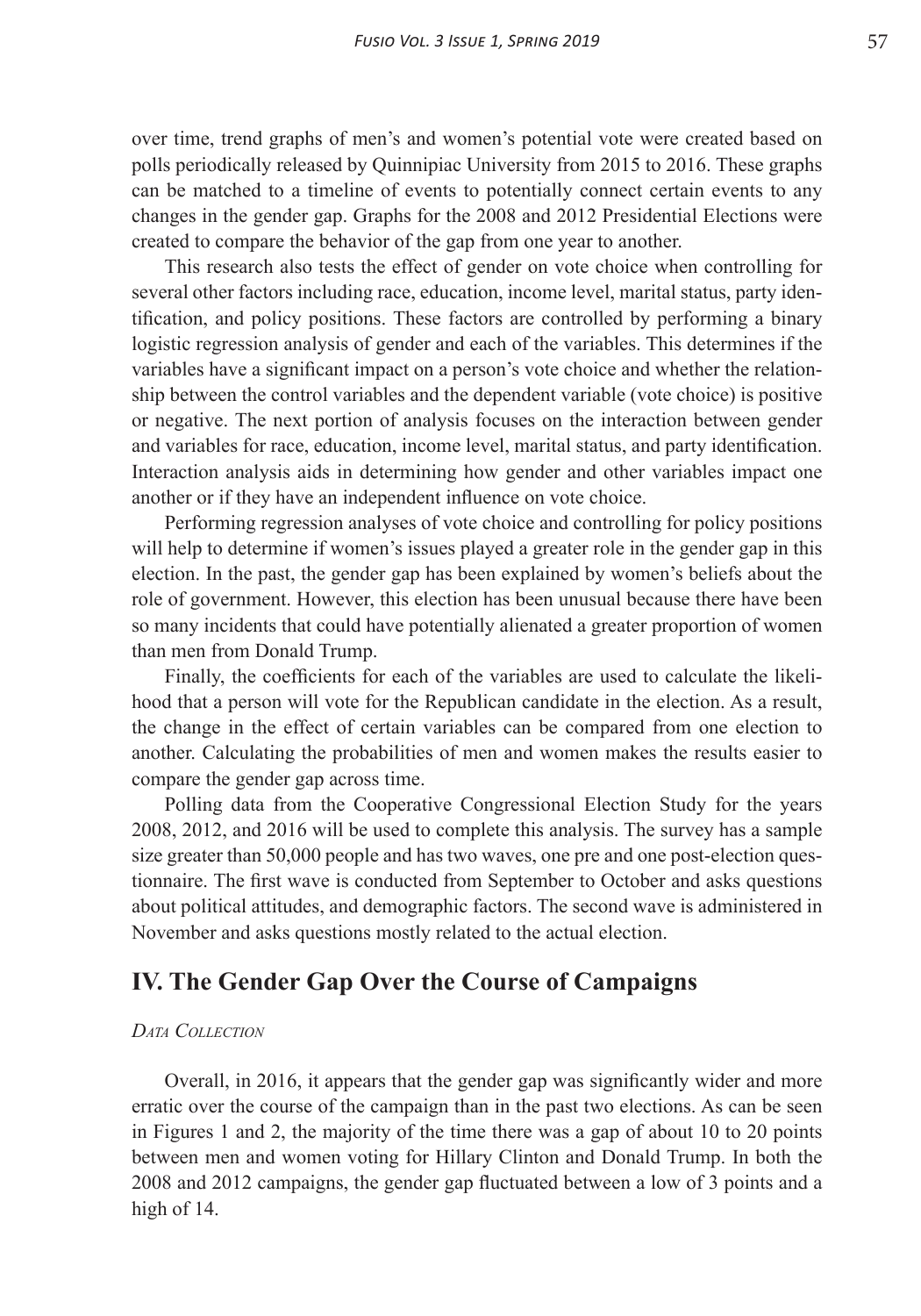over time, trend graphs of men's and women's potential vote were created based on polls periodically released by Quinnipiac University from 2015 to 2016. These graphs can be matched to a timeline of events to potentially connect certain events to any changes in the gender gap. Graphs for the 2008 and 2012 Presidential Elections were created to compare the behavior of the gap from one year to another.

This research also tests the effect of gender on vote choice when controlling for several other factors including race, education, income level, marital status, party identification, and policy positions. These factors are controlled by performing a binary logistic regression analysis of gender and each of the variables. This determines if the variables have a significant impact on a person's vote choice and whether the relationship between the control variables and the dependent variable (vote choice) is positive or negative. The next portion of analysis focuses on the interaction between gender and variables for race, education, income level, marital status, and party identification. Interaction analysis aids in determining how gender and other variables impact one another or if they have an independent influence on vote choice.

Performing regression analyses of vote choice and controlling for policy positions will help to determine if women's issues played a greater role in the gender gap in this election. In the past, the gender gap has been explained by women's beliefs about the role of government. However, this election has been unusual because there have been so many incidents that could have potentially alienated a greater proportion of women than men from Donald Trump.

Finally, the coefficients for each of the variables are used to calculate the likelihood that a person will vote for the Republican candidate in the election. As a result, the change in the effect of certain variables can be compared from one election to another. Calculating the probabilities of men and women makes the results easier to compare the gender gap across time.

Polling data from the Cooperative Congressional Election Study for the years 2008, 2012, and 2016 will be used to complete this analysis. The survey has a sample size greater than 50,000 people and has two waves, one pre and one post-election questionnaire. The first wave is conducted from September to October and asks questions about political attitudes, and demographic factors. The second wave is administered in November and asks questions mostly related to the actual election.

## IV. The Gender Gap Over the Course of Campaigns

#### *Data Collection*

Overall, in 2016, it appears that the gender gap was significantly wider and more erratic over the course of the campaign than in the past two elections. As can be seen in Figures 1 and 2, the majority of the time there was a gap of about 10 to 20 points between men and women voting for Hillary Clinton and Donald Trump. In both the 2008 and 2012 campaigns, the gender gap fluctuated between a low of 3 points and a high of 14.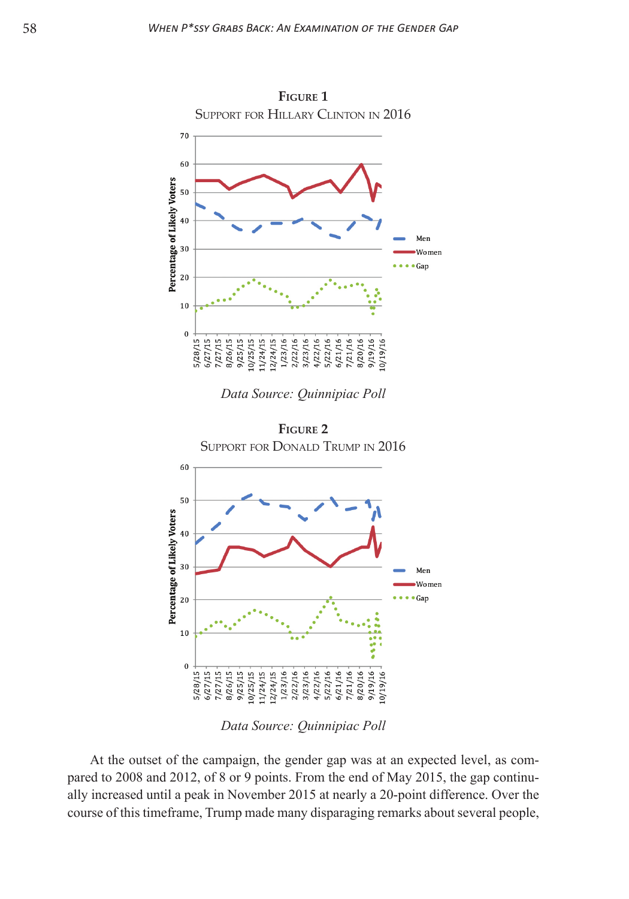**Figure 1**

Support for Hillary Clinton in 2016

Data Source: Quinnipiac Poll

**Figure 2**

Support for Donald Trump in 2016

Data Source: Quinnipiac Poll

At the outset of the campaign, the gender gap was at an expected level, as compared to 2008 and 2012, of 8 or 9 points. From the end of May 2015, the gap continually increased until a peak in November 2015 at nearly a 20-point difference. Over the course of this timeframe, Trump made many disparaging remarks about several people,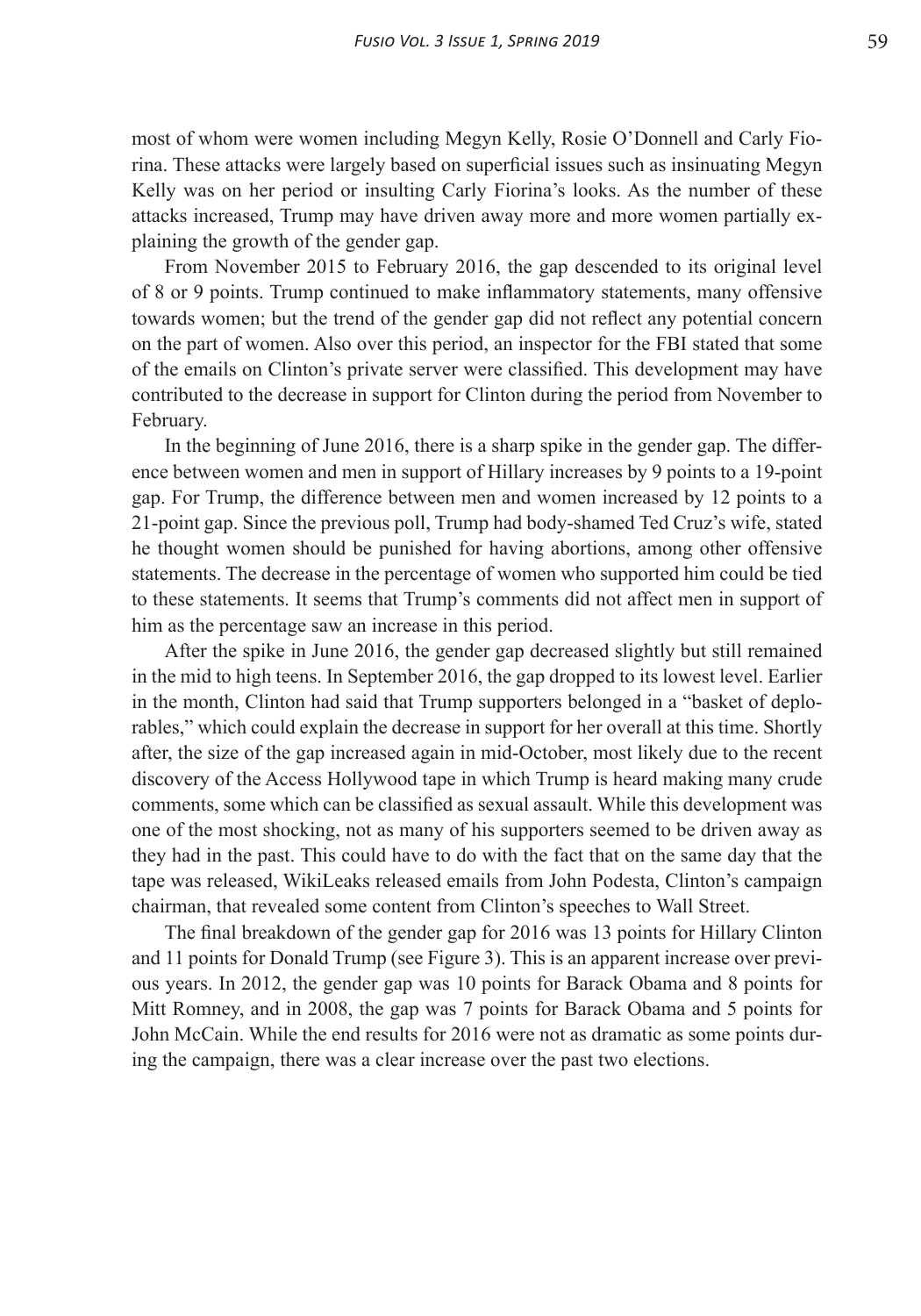most of whom were women including Megyn Kelly, Rosie O'Donnell and Carly Fiorina. These attacks were largely based on superficial issues such as insinuating Megyn Kelly was on her period or insulting Carly Fiorina's looks. As the number of these attacks increased, Trump may have driven away more and more women partially explaining the growth of the gender gap.

From November 2015 to February 2016, the gap descended to its original level of 8 or 9 points. Trump continued to make inflammatory statements, many offensive towards women; but the trend of the gender gap did not reflect any potential concern on the part of women. Also over this period, an inspector for the FBI stated that some of the emails on Clinton's private server were classified. This development may have contributed to the decrease in support for Clinton during the period from November to February.

In the beginning of June 2016, there is a sharp spike in the gender gap. The difference between women and men in support of Hillary increases by 9 points to a 19-point gap. For Trump, the difference between men and women increased by 12 points to a 21-point gap. Since the previous poll, Trump had body-shamed Ted Cruz's wife, stated he thought women should be punished for having abortions, among other offensive statements. The decrease in the percentage of women who supported him could be tied to these statements. It seems that Trump's comments did not affect men in support of him as the percentage saw an increase in this period.

After the spike in June 2016, the gender gap decreased slightly but still remained in the mid to high teens. In September 2016, the gap dropped to its lowest level. Earlier in the month, Clinton had said that Trump supporters belonged in a "basket of deplorables," which could explain the decrease in support for her overall at this time. Shortly after, the size of the gap increased again in mid-October, most likely due to the recent discovery of the Access Hollywood tape in which Trump is heard making many crude comments, some which can be classified as sexual assault. While this development was one of the most shocking, not as many of his supporters seemed to be driven away as they had in the past. This could have to do with the fact that on the same day that the tape was released, WikiLeaks released emails from John Podesta, Clinton's campaign chairman, that revealed some content from Clinton's speeches to Wall Street.

The final breakdown of the gender gap for 2016 was 13 points for Hillary Clinton and 11 points for Donald Trump (see Figure 3). This is an apparent increase over previous years. In 2012, the gender gap was 10 points for Barack Obama and 8 points for Mitt Romney, and in 2008, the gap was 7 points for Barack Obama and 5 points for John McCain. While the end results for 2016 were not as dramatic as some points during the campaign, there was a clear increase over the past two elections.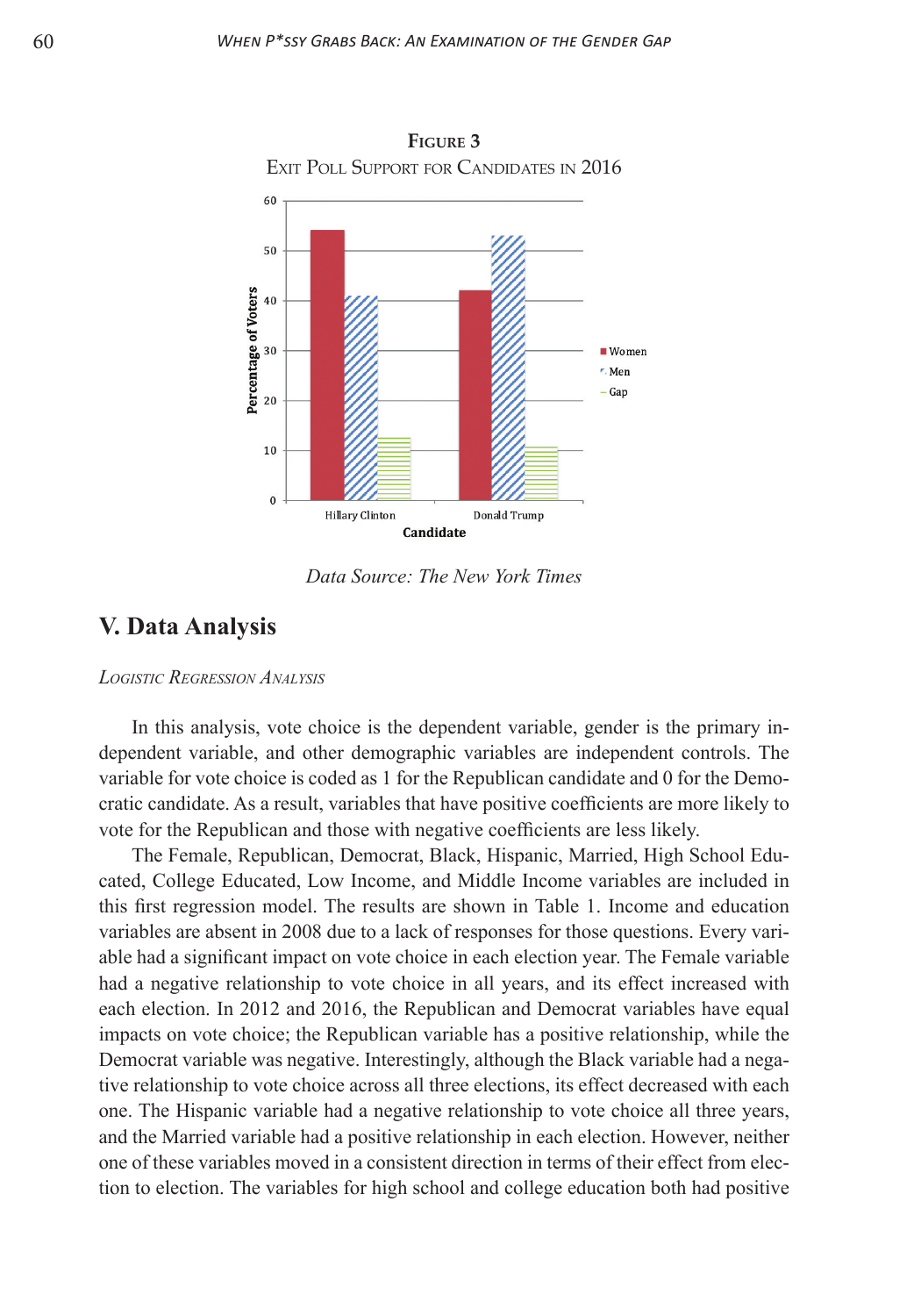**Figure 3**

Exit Poll Support for Candidates in 2016

*Data Source: The New York Times*

## V. Data Analysis

*Logistic Regression Analysis*

In this analysis, vote choice is the dependent variable, gender is the primary independent variable, and other demographic variables are independent controls. The variable for vote choice is coded as 1 for the Republican candidate and 0 for the Democratic candidate. As a result, variables that have positive coefficients are more likely to vote for the Republican and those with negative coefficients are less likely.

The Female, Republican, Democrat, Black, Hispanic, Married, High School Educated, College Educated, Low Income, and Middle Income variables are included in this first regression model. The results are shown in Table 1. Income and education variables are absent in 2008 due to a lack of responses for those questions. Every variable had a significant impact on vote choice in each election year. The Female variable had a negative relationship to vote choice in all years, and its effect increased with each election. In 2012 and 2016, the Republican and Democrat variables have equal impacts on vote choice; the Republican variable has a positive relationship, while the Democrat variable was negative. Interestingly, although the Black variable had a negative relationship to vote choice across all three elections, its effect decreased with each one. The Hispanic variable had a negative relationship to vote choice all three years, and the Married variable had a positive relationship in each election. However, neither one of these variables moved in a consistent direction in terms of their effect from election to election. The variables for high school and college education both had positive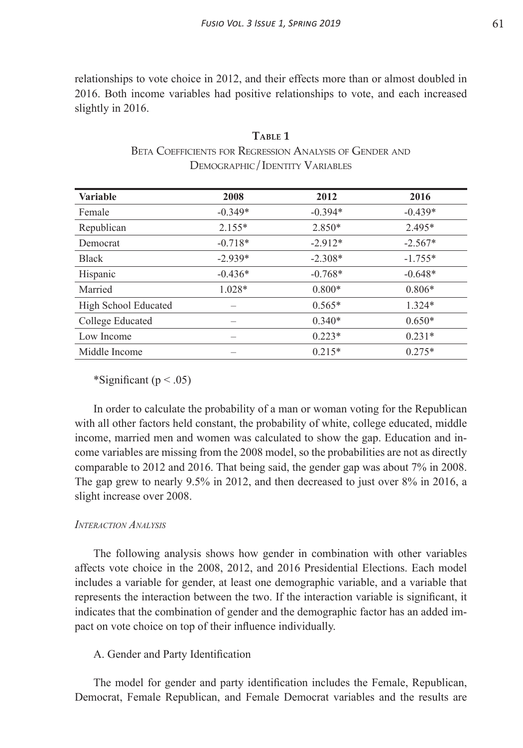relationships to vote choice in 2012, and their effects more than or almost doubled in 2016. Both income variables had positive relationships to vote, and each increased slightly in 2016.

**Table 1**
Beta Coefficients for Regression Analysis of Gender and Demographic/Identity Variables

| Variable | 2008 | 2012 | 2016 |
|---|---|---|---|
| Female | -0.349* | -0.394* | -0.439* |
| Republican | 2.155* | 2.850* | 2.495* |
| Democrat | -0.718* | -2.912* | -2.567* |
| Black | -2.939* | -2.308* | -1.755* |
| Hispanic | -0.436* | -0.768* | -0.648* |
| Married | 1.028* | 0.800* | 0.806* |
| High School Educated | – | 0.565* | 1.324* |
| College Educated | – | 0.340* | 0.650* |
| Low Income | – | 0.223* | 0.231* |
| Middle Income | – | 0.215* | 0.275* |

*Significant ($p < .05$)

In order to calculate the probability of a man or woman voting for the Republican with all other factors held constant, the probability of white, college educated, middle income, married men and women was calculated to show the gap. Education and income variables are missing from the 2008 model, so the probabilities are not as directly comparable to 2012 and 2016. That being said, the gender gap was about 7% in 2008. The gap grew to nearly 9.5% in 2012, and then decreased to just over 8% in 2016, a slight increase over 2008.

#### *Interaction Analysis*

The following analysis shows how gender in combination with other variables affects vote choice in the 2008, 2012, and 2016 Presidential Elections. Each model includes a variable for gender, at least one demographic variable, and a variable that represents the interaction between the two. If the interaction variable is significant, it indicates that the combination of gender and the demographic factor has an added impact on vote choice on top of their influence individually.

A. Gender and Party Identification

The model for gender and party identification includes the Female, Republican, Democrat, Female Republican, and Female Democrat variables and the results are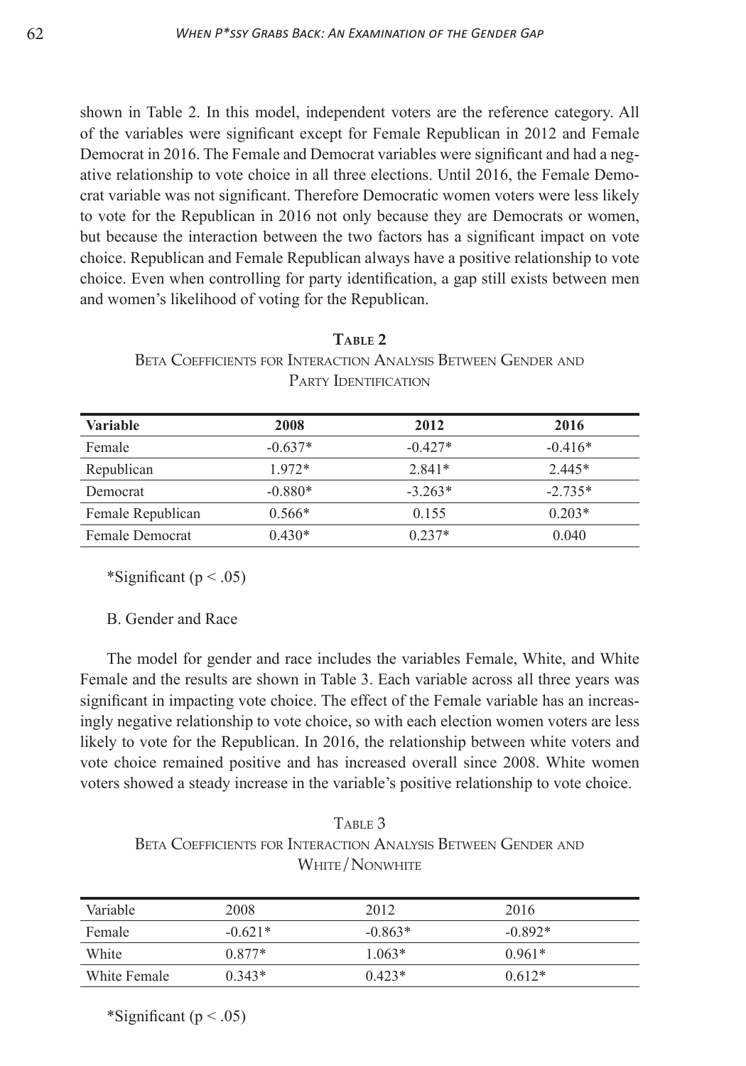shown in Table 2. In this model, independent voters are the reference category. All of the variables were significant except for Female Republican in 2012 and Female Democrat in 2016. The Female and Democrat variables were significant and had a negative relationship to vote choice in all three elections. Until 2016, the Female Democrat variable was not significant. Therefore Democratic women voters were less likely to vote for the Republican in 2016 not only because they are Democrats or women, but because the interaction between the two factors has a significant impact on vote choice. Republican and Female Republican always have a positive relationship to vote choice. Even when controlling for party identification, a gap still exists between men and women's likelihood of voting for the Republican.

**Table 2**
Beta Coefficients for Interaction Analysis Between Gender and Party Identification

| Variable | 2008 | 2012 | 2016 |
|---|---|---|---|
| Female | -0.637* | -0.427* | -0.416* |
| Republican | 1.972* | 2.841* | 2.445* |
| Democrat | -0.880* | -3.263* | -2.735* |
| Female Republican | 0.566* | 0.155 | 0.203* |
| Female Democrat | 0.430* | 0.237* | 0.040 |

*Significant ($p < .05$)

B. Gender and Race

The model for gender and race includes the variables Female, White, and White Female and the results are shown in Table 3. Each variable across all three years was significant in impacting vote choice. The effect of the Female variable has an increasingly negative relationship to vote choice, so with each election women voters are less likely to vote for the Republican. In 2016, the relationship between white voters and vote choice remained positive and has increased overall since 2008. White women voters showed a steady increase in the variable's positive relationship to vote choice.

Table 3
Beta Coefficients for Interaction Analysis Between Gender and White/Nonwhite

| Variable | 2008 | 2012 | 2016 |
|---|---|---|---|
| Female | -0.621* | -0.863* | -0.892* |
| White | 0.877* | 1.063* | 0.961* |
| White Female | 0.343* | 0.423* | 0.612* |

*Significant ($p < .05$)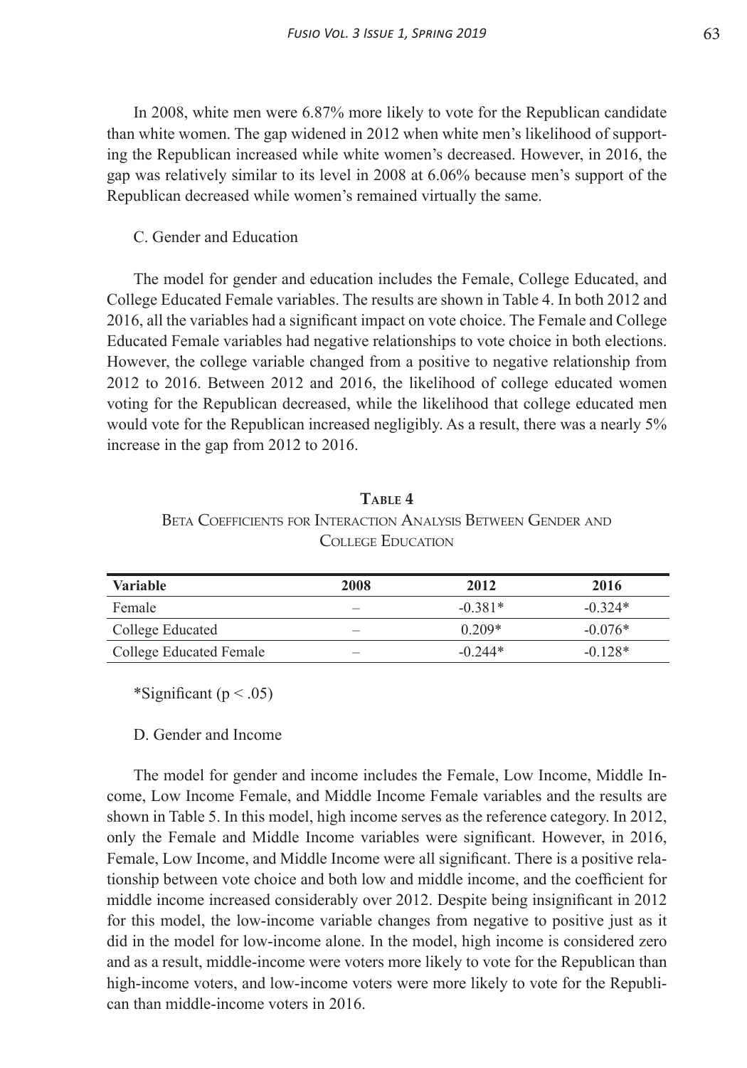In 2008, white men were 6.87% more likely to vote for the Republican candidate than white women. The gap widened in 2012 when white men's likelihood of supporting the Republican increased while white women's decreased. However, in 2016, the gap was relatively similar to its level in 2008 at 6.06% because men's support of the Republican decreased while women's remained virtually the same.

C. Gender and Education

The model for gender and education includes the Female, College Educated, and College Educated Female variables. The results are shown in Table 4. In both 2012 and 2016, all the variables had a significant impact on vote choice. The Female and College Educated Female variables had negative relationships to vote choice in both elections. However, the college variable changed from a positive to negative relationship from 2012 to 2016. Between 2012 and 2016, the likelihood of college educated women voting for the Republican decreased, while the likelihood that college educated men would vote for the Republican increased negligibly. As a result, there was a nearly 5% increase in the gap from 2012 to 2016.

**Table 4**
Beta Coefficients for Interaction Analysis Between Gender and College Education

| Variable | 2008 | 2012 | 2016 |
|---|---|---|---|
| Female | – | -0.381* | -0.324* |
| College Educated | – | 0.209* | -0.076* |
| College Educated Female | – | -0.244* | -0.128* |

*Significant ($p < .05$)

D. Gender and Income

The model for gender and income includes the Female, Low Income, Middle Income, Low Income Female, and Middle Income Female variables and the results are shown in Table 5. In this model, high income serves as the reference category. In 2012, only the Female and Middle Income variables were significant. However, in 2016, Female, Low Income, and Middle Income were all significant. There is a positive relationship between vote choice and both low and middle income, and the coefficient for middle income increased considerably over 2012. Despite being insignificant in 2012 for this model, the low-income variable changes from negative to positive just as it did in the model for low-income alone. In the model, high income is considered zero and as a result, middle-income were voters more likely to vote for the Republican than high-income voters, and low-income voters were more likely to vote for the Republican than middle-income voters in 2016.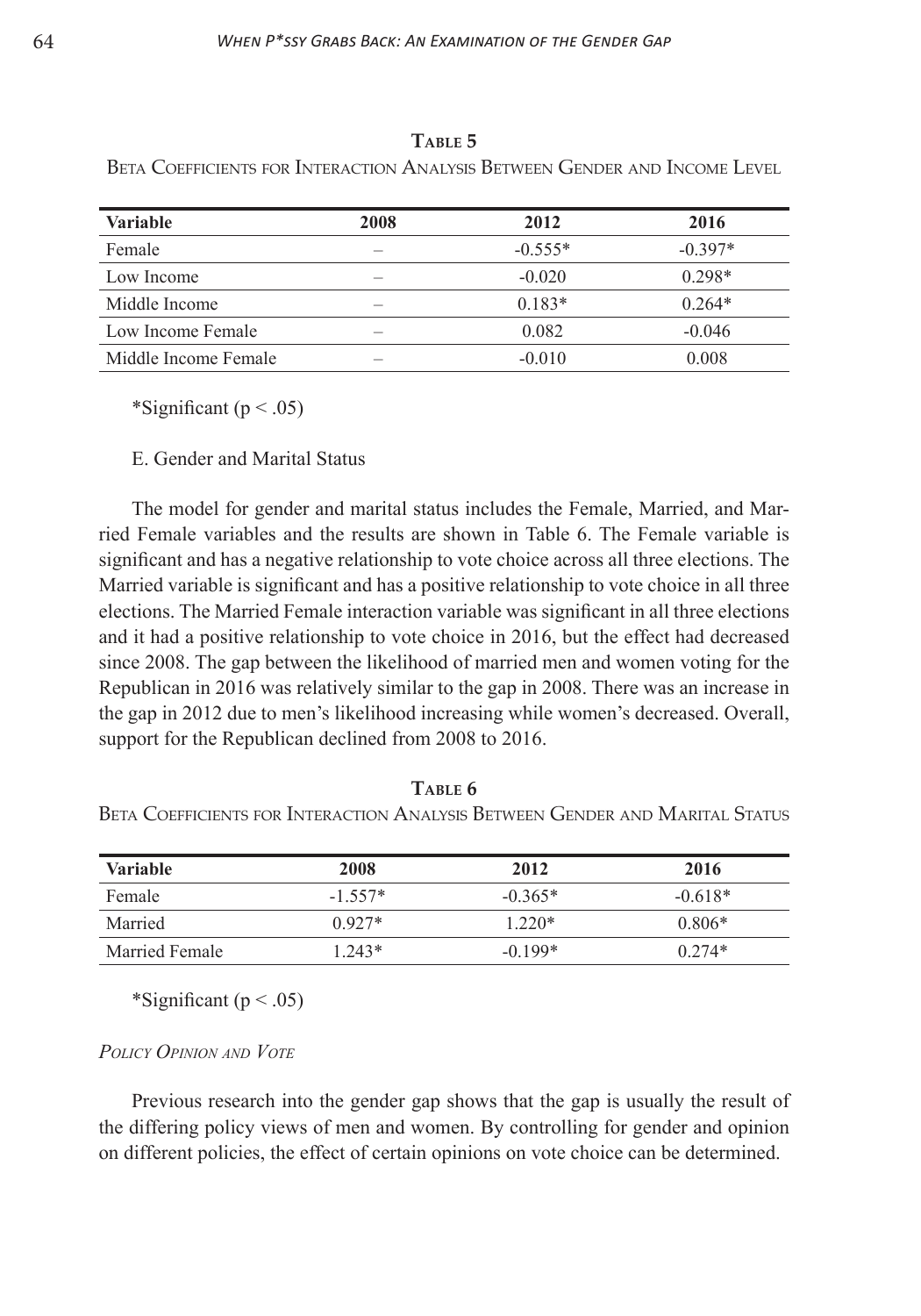**Table 5**

Beta Coefficients for Interaction Analysis Between Gender and Income Level

| Variable | 2008 | 2012 | 2016 |
|---|---|---|---|
| Female | – | -0.555* | -0.397* |
| Low Income | – | -0.020 | 0.298* |
| Middle Income | – | 0.183* | 0.264* |
| Low Income Female | – | 0.082 | -0.046 |
| Middle Income Female | – | -0.010 | 0.008 |

*Significant ($p < .05$)

E. Gender and Marital Status

The model for gender and marital status includes the Female, Married, and Married Female variables and the results are shown in Table 6. The Female variable is significant and has a negative relationship to vote choice across all three elections. The Married variable is significant and has a positive relationship to vote choice in all three elections. The Married Female interaction variable was significant in all three elections and it had a positive relationship to vote choice in 2016, but the effect had decreased since 2008. The gap between the likelihood of married men and women voting for the Republican in 2016 was relatively similar to the gap in 2008. There was an increase in the gap in 2012 due to men's likelihood increasing while women's decreased. Overall, support for the Republican declined from 2008 to 2016.

**Table 6**

Beta Coefficients for Interaction Analysis Between Gender and Marital Status

| Variable | 2008 | 2012 | 2016 |
|---|---|---|---|
| Female | -1.557* | -0.365* | -0.618* |
| Married | 0.927* | 1.220* | 0.806* |
| Married Female | 1.243* | -0.199* | 0.274* |

*Significant ($p < .05$)

*Policy Opinion and Vote*

Previous research into the gender gap shows that the gap is usually the result of the differing policy views of men and women. By controlling for gender and opinion on different policies, the effect of certain opinions on vote choice can be determined.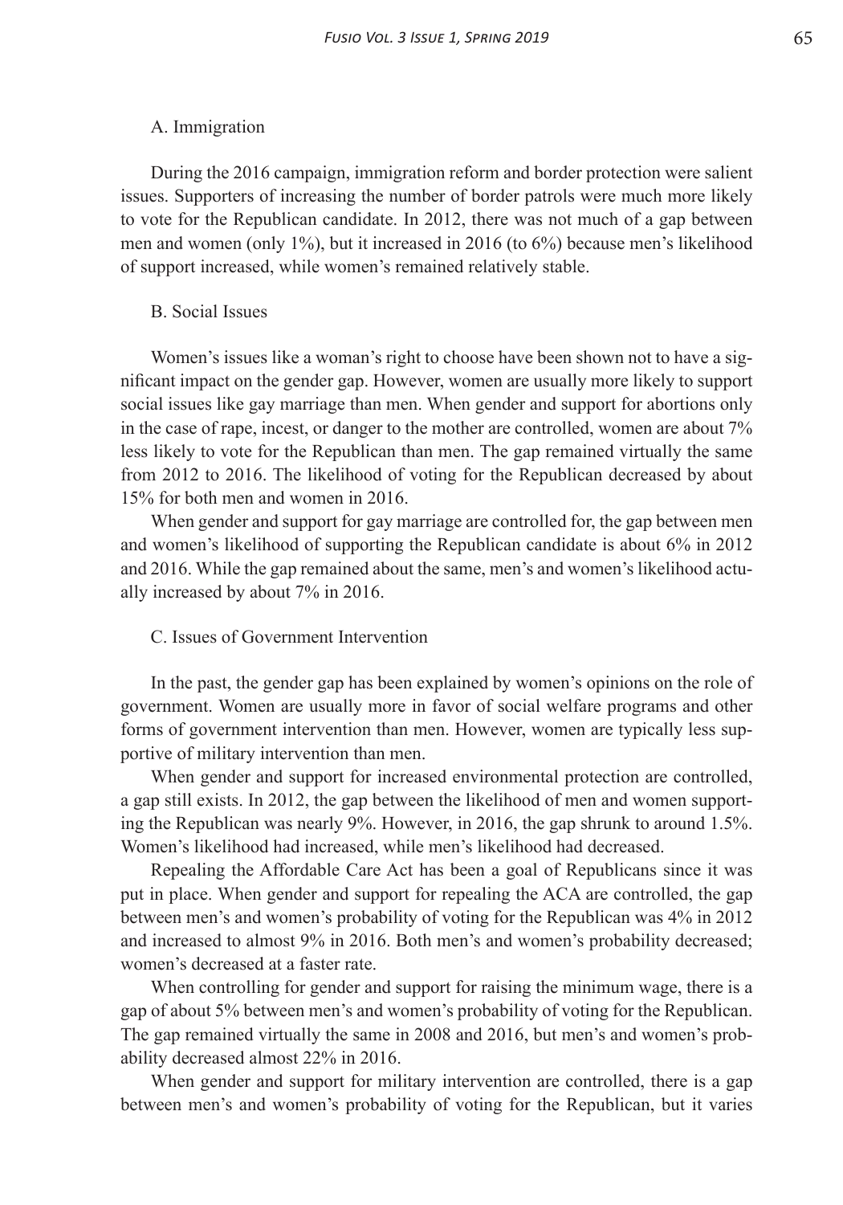### A. Immigration

During the 2016 campaign, immigration reform and border protection were salient issues. Supporters of increasing the number of border patrols were much more likely to vote for the Republican candidate. In 2012, there was not much of a gap between men and women (only 1%), but it increased in 2016 (to 6%) because men's likelihood of support increased, while women's remained relatively stable.

### B. Social Issues

Women's issues like a woman's right to choose have been shown not to have a significant impact on the gender gap. However, women are usually more likely to support social issues like gay marriage than men. When gender and support for abortions only in the case of rape, incest, or danger to the mother are controlled, women are about 7% less likely to vote for the Republican than men. The gap remained virtually the same from 2012 to 2016. The likelihood of voting for the Republican decreased by about 15% for both men and women in 2016.

When gender and support for gay marriage are controlled for, the gap between men and women's likelihood of supporting the Republican candidate is about 6% in 2012 and 2016. While the gap remained about the same, men's and women's likelihood actually increased by about 7% in 2016.

### C. Issues of Government Intervention

In the past, the gender gap has been explained by women's opinions on the role of government. Women are usually more in favor of social welfare programs and other forms of government intervention than men. However, women are typically less supportive of military intervention than men.

When gender and support for increased environmental protection are controlled, a gap still exists. In 2012, the gap between the likelihood of men and women supporting the Republican was nearly 9%. However, in 2016, the gap shrunk to around 1.5%. Women's likelihood had increased, while men's likelihood had decreased.

Repealing the Affordable Care Act has been a goal of Republicans since it was put in place. When gender and support for repealing the ACA are controlled, the gap between men's and women's probability of voting for the Republican was 4% in 2012 and increased to almost 9% in 2016. Both men's and women's probability decreased; women's decreased at a faster rate.

When controlling for gender and support for raising the minimum wage, there is a gap of about 5% between men's and women's probability of voting for the Republican. The gap remained virtually the same in 2008 and 2016, but men's and women's probability decreased almost 22% in 2016.

When gender and support for military intervention are controlled, there is a gap between men's and women's probability of voting for the Republican, but it varies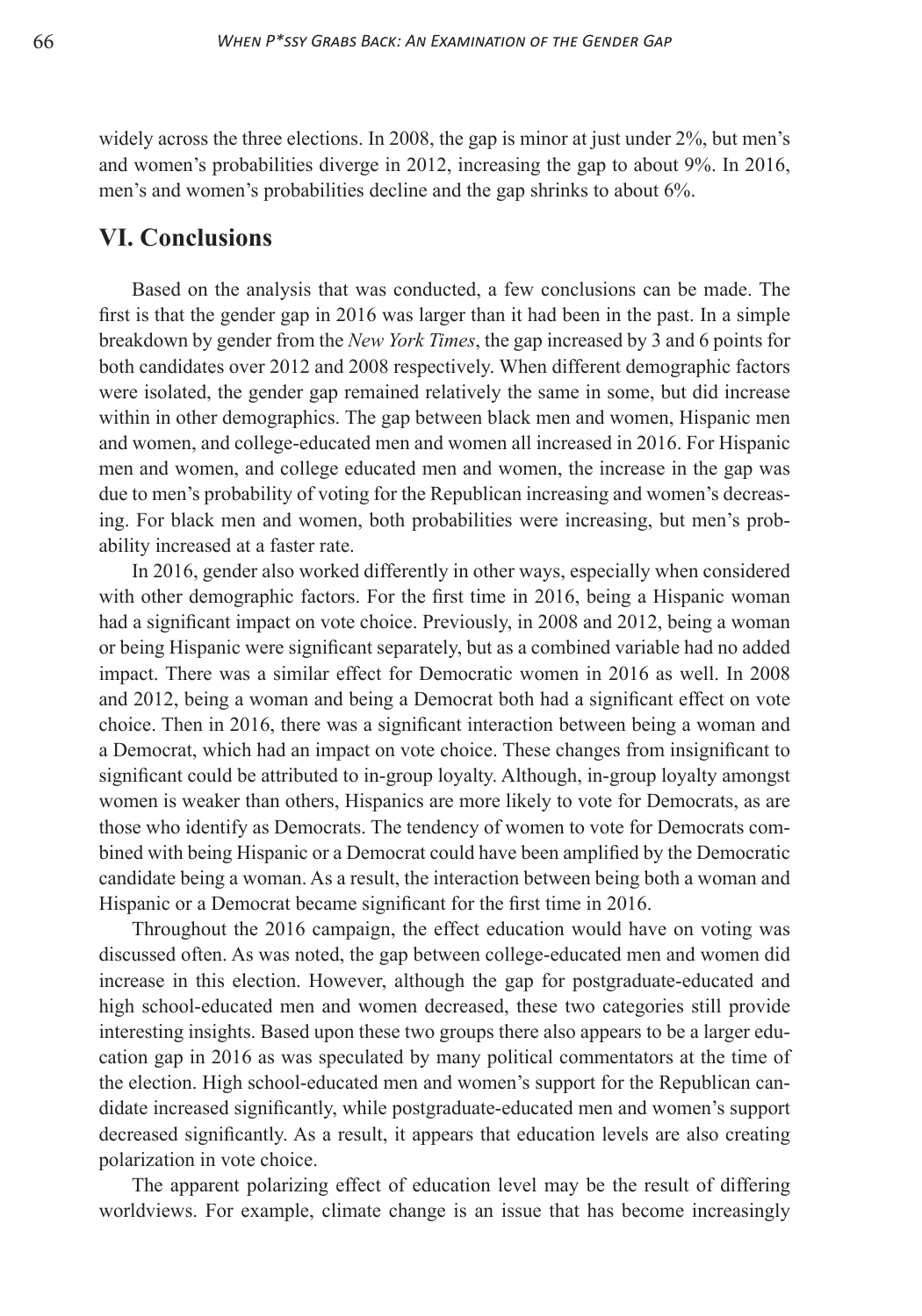widely across the three elections. In 2008, the gap is minor at just under 2%, but men's and women's probabilities diverge in 2012, increasing the gap to about 9%. In 2016, men's and women's probabilities decline and the gap shrinks to about 6%.

## VI. Conclusions

Based on the analysis that was conducted, a few conclusions can be made. The first is that the gender gap in 2016 was larger than it had been in the past. In a simple breakdown by gender from the *New York Times*, the gap increased by 3 and 6 points for both candidates over 2012 and 2008 respectively. When different demographic factors were isolated, the gender gap remained relatively the same in some, but did increase within in other demographics. The gap between black men and women, Hispanic men and women, and college-educated men and women all increased in 2016. For Hispanic men and women, and college educated men and women, the increase in the gap was due to men's probability of voting for the Republican increasing and women's decreasing. For black men and women, both probabilities were increasing, but men's probability increased at a faster rate.

In 2016, gender also worked differently in other ways, especially when considered with other demographic factors. For the first time in 2016, being a Hispanic woman had a significant impact on vote choice. Previously, in 2008 and 2012, being a woman or being Hispanic were significant separately, but as a combined variable had no added impact. There was a similar effect for Democratic women in 2016 as well. In 2008 and 2012, being a woman and being a Democrat both had a significant effect on vote choice. Then in 2016, there was a significant interaction between being a woman and a Democrat, which had an impact on vote choice. These changes from insignificant to significant could be attributed to in-group loyalty. Although, in-group loyalty amongst women is weaker than others, Hispanics are more likely to vote for Democrats, as are those who identify as Democrats. The tendency of women to vote for Democrats combined with being Hispanic or a Democrat could have been amplified by the Democratic candidate being a woman. As a result, the interaction between being both a woman and Hispanic or a Democrat became significant for the first time in 2016.

Throughout the 2016 campaign, the effect education would have on voting was discussed often. As was noted, the gap between college-educated men and women did increase in this election. However, although the gap for postgraduate-educated and high school-educated men and women decreased, these two categories still provide interesting insights. Based upon these two groups there also appears to be a larger education gap in 2016 as was speculated by many political commentators at the time of the election. High school-educated men and women's support for the Republican candidate increased significantly, while postgraduate-educated men and women's support decreased significantly. As a result, it appears that education levels are also creating polarization in vote choice.

The apparent polarizing effect of education level may be the result of differing worldviews. For example, climate change is an issue that has become increasingly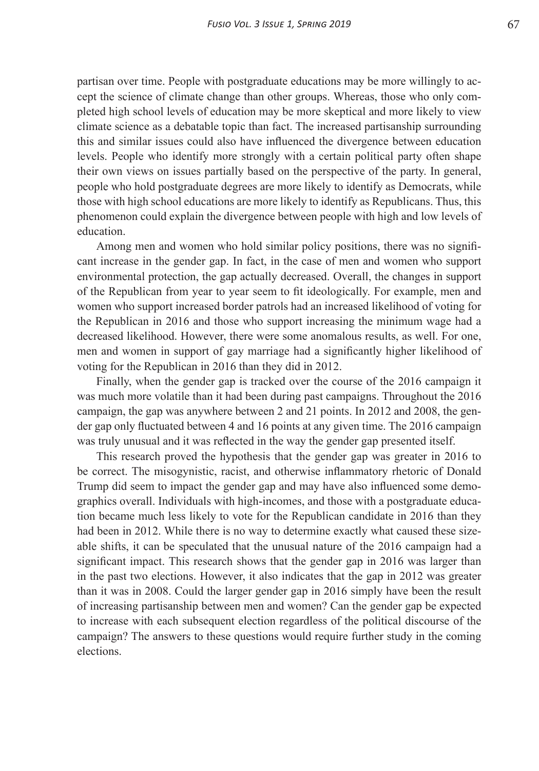partisan over time. People with postgraduate educations may be more willingly to accept the science of climate change than other groups. Whereas, those who only completed high school levels of education may be more skeptical and more likely to view climate science as a debatable topic than fact. The increased partisanship surrounding this and similar issues could also have influenced the divergence between education levels. People who identify more strongly with a certain political party often shape their own views on issues partially based on the perspective of the party. In general, people who hold postgraduate degrees are more likely to identify as Democrats, while those with high school educations are more likely to identify as Republicans. Thus, this phenomenon could explain the divergence between people with high and low levels of education.

Among men and women who hold similar policy positions, there was no significant increase in the gender gap. In fact, in the case of men and women who support environmental protection, the gap actually decreased. Overall, the changes in support of the Republican from year to year seem to fit ideologically. For example, men and women who support increased border patrols had an increased likelihood of voting for the Republican in 2016 and those who support increasing the minimum wage had a decreased likelihood. However, there were some anomalous results, as well. For one, men and women in support of gay marriage had a significantly higher likelihood of voting for the Republican in 2016 than they did in 2012.

Finally, when the gender gap is tracked over the course of the 2016 campaign it was much more volatile than it had been during past campaigns. Throughout the 2016 campaign, the gap was anywhere between 2 and 21 points. In 2012 and 2008, the gender gap only fluctuated between 4 and 16 points at any given time. The 2016 campaign was truly unusual and it was reflected in the way the gender gap presented itself.

This research proved the hypothesis that the gender gap was greater in 2016 to be correct. The misogynistic, racist, and otherwise inflammatory rhetoric of Donald Trump did seem to impact the gender gap and may have also influenced some demographics overall. Individuals with high-incomes, and those with a postgraduate education became much less likely to vote for the Republican candidate in 2016 than they had been in 2012. While there is no way to determine exactly what caused these sizeable shifts, it can be speculated that the unusual nature of the 2016 campaign had a significant impact. This research shows that the gender gap in 2016 was larger than in the past two elections. However, it also indicates that the gap in 2012 was greater than it was in 2008. Could the larger gender gap in 2016 simply have been the result of increasing partisanship between men and women? Can the gender gap be expected to increase with each subsequent election regardless of the political discourse of the campaign? The answers to these questions would require further study in the coming elections.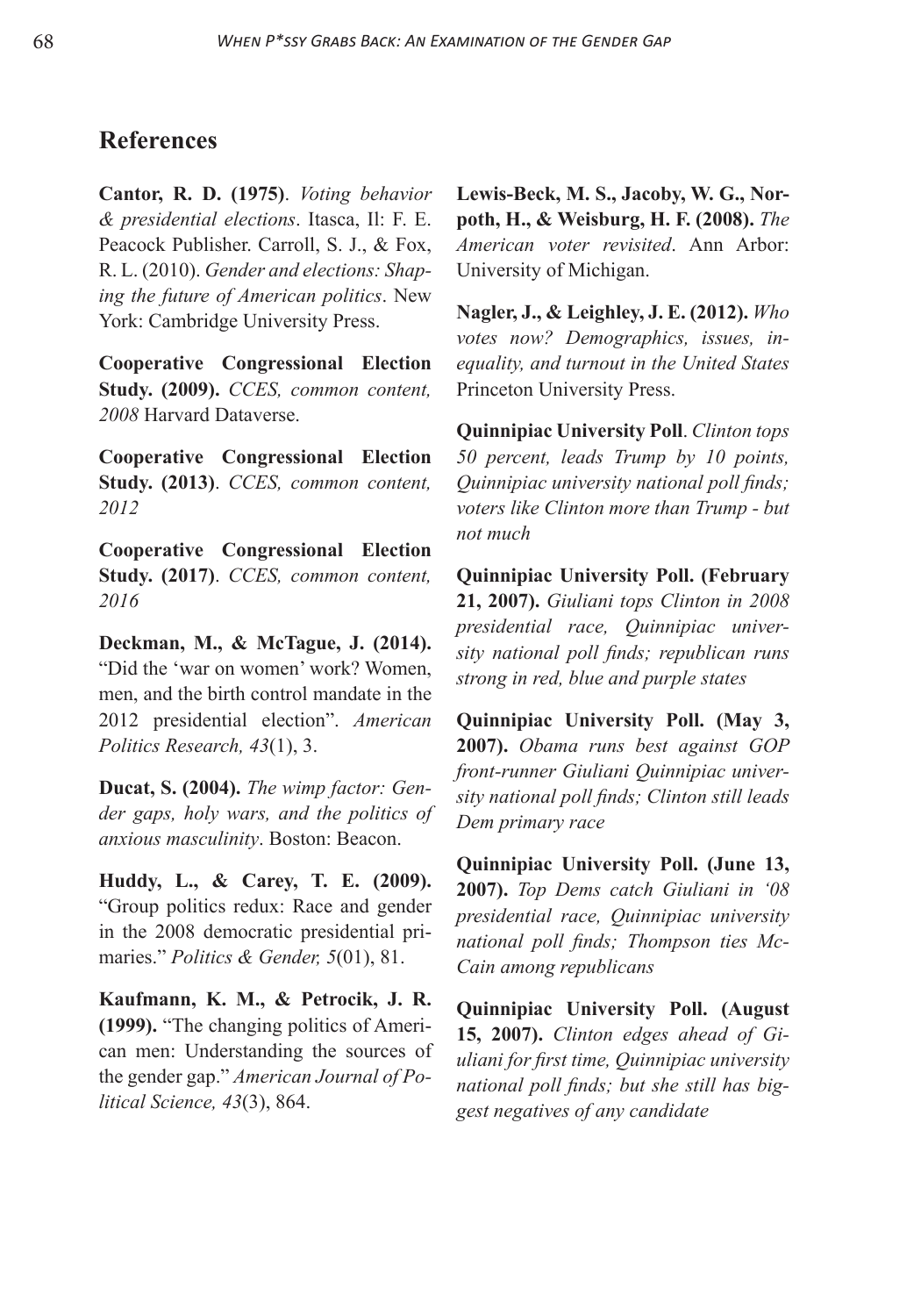## References

**Cantor, R. D. (1975)**. *Voting behavior & presidential elections*. Itasca, Il: F. E. Peacock Publisher. Carroll, S. J., & Fox, R. L. (2010). *Gender and elections: Shaping the future of American politics*. New York: Cambridge University Press.

**Cooperative Congressional Election Study. (2009).** *CCES, common content, 2008* Harvard Dataverse.

**Cooperative Congressional Election Study. (2013)**. *CCES, common content, 2012*

**Cooperative Congressional Election Study. (2017)**. *CCES, common content, 2016*

**Deckman, M., & McTague, J. (2014).** "Did the 'war on women' work? Women, men, and the birth control mandate in the 2012 presidential election". *American Politics Research, 43*(1), 3.

**Ducat, S. (2004).** *The wimp factor: Gender gaps, holy wars, and the politics of anxious masculinity*. Boston: Beacon.

**Huddy, L., & Carey, T. E. (2009).** "Group politics redux: Race and gender in the 2008 democratic presidential primaries." *Politics & Gender, 5*(01), 81.

**Kaufmann, K. M., & Petrocik, J. R. (1999).** "The changing politics of American men: Understanding the sources of the gender gap." *American Journal of Political Science, 43*(3), 864.

**Lewis-Beck, M. S., Jacoby, W. G., Norpoth, H., & Weisburg, H. F. (2008).** *The American voter revisited*. Ann Arbor: University of Michigan.

**Nagler, J., & Leighley, J. E. (2012).** *Who votes now? Demographics, issues, inequality, and turnout in the United States* Princeton University Press.

**Quinnipiac University Poll**. *Clinton tops 50 percent, leads Trump by 10 points, Quinnipiac university national poll finds; voters like Clinton more than Trump - but not much*

**Quinnipiac University Poll. (February 21, 2007).** *Giuliani tops Clinton in 2008 presidential race, Quinnipiac university national poll finds; republican runs strong in red, blue and purple states*

**Quinnipiac University Poll. (May 3, 2007).** *Obama runs best against GOP front-runner Giuliani Quinnipiac university national poll finds; Clinton still leads Dem primary race*

**Quinnipiac University Poll. (June 13, 2007).** *Top Dems catch Giuliani in '08 presidential race, Quinnipiac university national poll finds; Thompson ties McCain among republicans*

**Quinnipiac University Poll. (August 15, 2007).** *Clinton edges ahead of Giuliani for first time, Quinnipiac university national poll finds; but she still has biggest negatives of any candidate*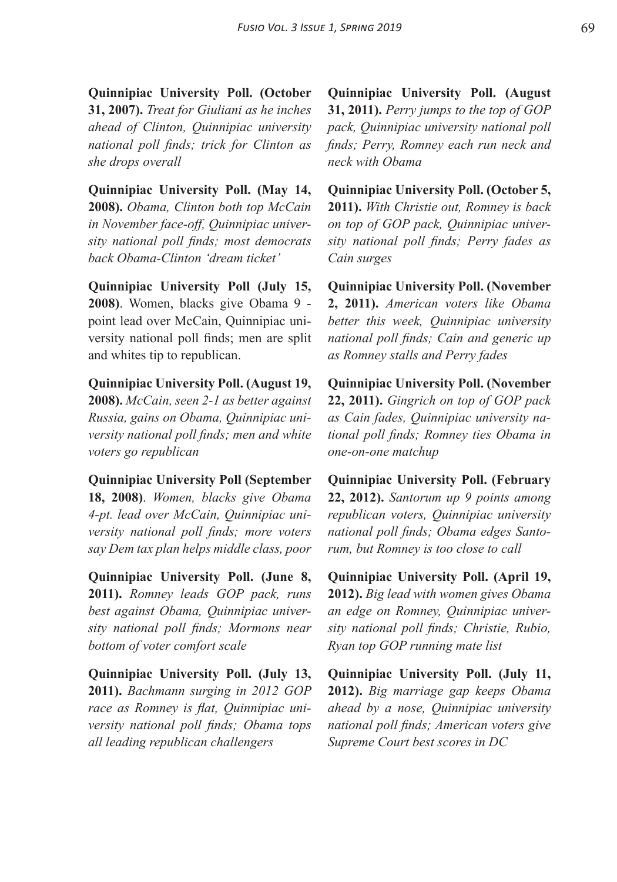**Quinnipiac University Poll. (October 31, 2007).** *Treat for Giuliani as he inches ahead of Clinton, Quinnipiac university national poll finds; trick for Clinton as she drops overall*

**Quinnipiac University Poll. (May 14, 2008).** *Obama, Clinton both top McCain in November face-off, Quinnipiac university national poll finds; most democrats back Obama-Clinton 'dream ticket'*

**Quinnipiac University Poll (July 15, 2008)**. Women, blacks give Obama 9 - point lead over McCain, Quinnipiac university national poll finds; men are split and whites tip to republican.

**Quinnipiac University Poll. (August 19, 2008).** *McCain, seen 2-1 as better against Russia, gains on Obama, Quinnipiac university national poll finds; men and white voters go republican*

**Quinnipiac University Poll (September 18, 2008)**. *Women, blacks give Obama 4-pt. lead over McCain, Quinnipiac university national poll finds; more voters say Dem tax plan helps middle class, poor*

**Quinnipiac University Poll. (June 8, 2011).** *Romney leads GOP pack, runs best against Obama, Quinnipiac university national poll finds; Mormons near bottom of voter comfort scale*

**Quinnipiac University Poll. (July 13, 2011).** *Bachmann surging in 2012 GOP race as Romney is flat, Quinnipiac university national poll finds; Obama tops all leading republican challengers*

**Quinnipiac University Poll. (August 31, 2011).** *Perry jumps to the top of GOP pack, Quinnipiac university national poll finds; Perry, Romney each run neck and neck with Obama*

**Quinnipiac University Poll. (October 5, 2011).** *With Christie out, Romney is back on top of GOP pack, Quinnipiac university national poll finds; Perry fades as Cain surges*

**Quinnipiac University Poll. (November 2, 2011).** *American voters like Obama better this week, Quinnipiac university national poll finds; Cain and generic up as Romney stalls and Perry fades*

**Quinnipiac University Poll. (November 22, 2011).** *Gingrich on top of GOP pack as Cain fades, Quinnipiac university national poll finds; Romney ties Obama in one-on-one matchup*

**Quinnipiac University Poll. (February 22, 2012).** *Santorum up 9 points among republican voters, Quinnipiac university national poll finds; Obama edges Santorum, but Romney is too close to call*

**Quinnipiac University Poll. (April 19, 2012).** *Big lead with women gives Obama an edge on Romney, Quinnipiac university national poll finds; Christie, Rubio, Ryan top GOP running mate list*

**Quinnipiac University Poll. (July 11, 2012).** *Big marriage gap keeps Obama ahead by a nose, Quinnipiac university national poll finds; American voters give Supreme Court best scores in DC*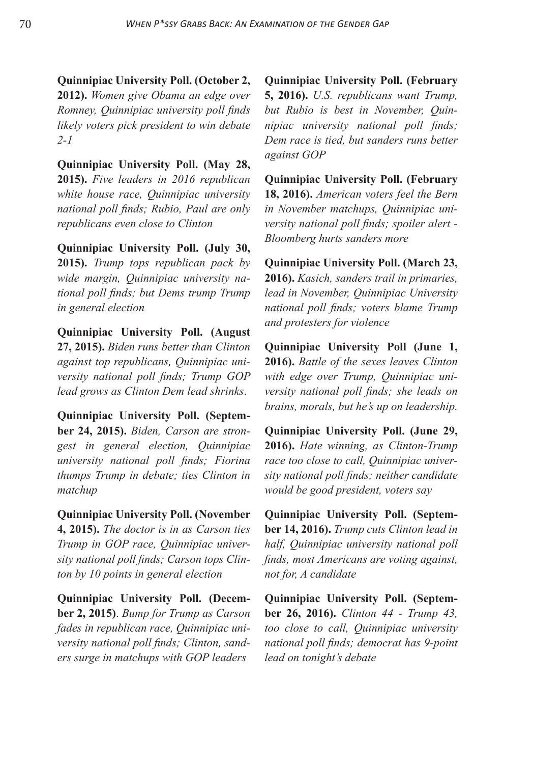**Quinnipiac University Poll. (October 2, 2012).** *Women give Obama an edge over Romney, Quinnipiac university poll finds likely voters pick president to win debate 2-1*

**Quinnipiac University Poll. (May 28, 2015).** *Five leaders in 2016 republican white house race, Quinnipiac university national poll finds; Rubio, Paul are only republicans even close to Clinton*

**Quinnipiac University Poll. (July 30, 2015).** *Trump tops republican pack by wide margin, Quinnipiac university national poll finds; but Dems trump Trump in general election*

**Quinnipiac University Poll. (August 27, 2015).** *Biden runs better than Clinton against top republicans, Quinnipiac university national poll finds; Trump GOP lead grows as Clinton Dem lead shrinks*.

**Quinnipiac University Poll. (September 24, 2015).** *Biden, Carson are strongest in general election, Quinnipiac university national poll finds; Fiorina thumps Trump in debate; ties Clinton in matchup*

**Quinnipiac University Poll. (November 4, 2015).** *The doctor is in as Carson ties Trump in GOP race, Quinnipiac university national poll finds; Carson tops Clinton by 10 points in general election*

**Quinnipiac University Poll. (December 2, 2015)**. *Bump for Trump as Carson fades in republican race, Quinnipiac university national poll finds; Clinton, sanders surge in matchups with GOP leaders*

**Quinnipiac University Poll. (February 5, 2016).** *U.S. republicans want Trump, but Rubio is best in November, Quinnipiac university national poll finds; Dem race is tied, but sanders runs better against GOP*

**Quinnipiac University Poll. (February 18, 2016).** *American voters feel the Bern in November matchups, Quinnipiac university national poll finds; spoiler alert - Bloomberg hurts sanders more*

**Quinnipiac University Poll. (March 23, 2016).** *Kasich, sanders trail in primaries, lead in November, Quinnipiac University national poll finds; voters blame Trump and protesters for violence*

**Quinnipiac University Poll (June 1, 2016).** *Battle of the sexes leaves Clinton with edge over Trump, Quinnipiac university national poll finds; she leads on brains, morals, but he's up on leadership.*

**Quinnipiac University Poll. (June 29, 2016).** *Hate winning, as Clinton-Trump race too close to call, Quinnipiac university national poll finds; neither candidate would be good president, voters say*

**Quinnipiac University Poll. (September 14, 2016).** *Trump cuts Clinton lead in half, Quinnipiac university national poll finds, most Americans are voting against, not for, A candidate*

**Quinnipiac University Poll. (September 26, 2016).** *Clinton 44 - Trump 43, too close to call, Quinnipiac university national poll finds; democrat has 9-point lead on tonight's debate*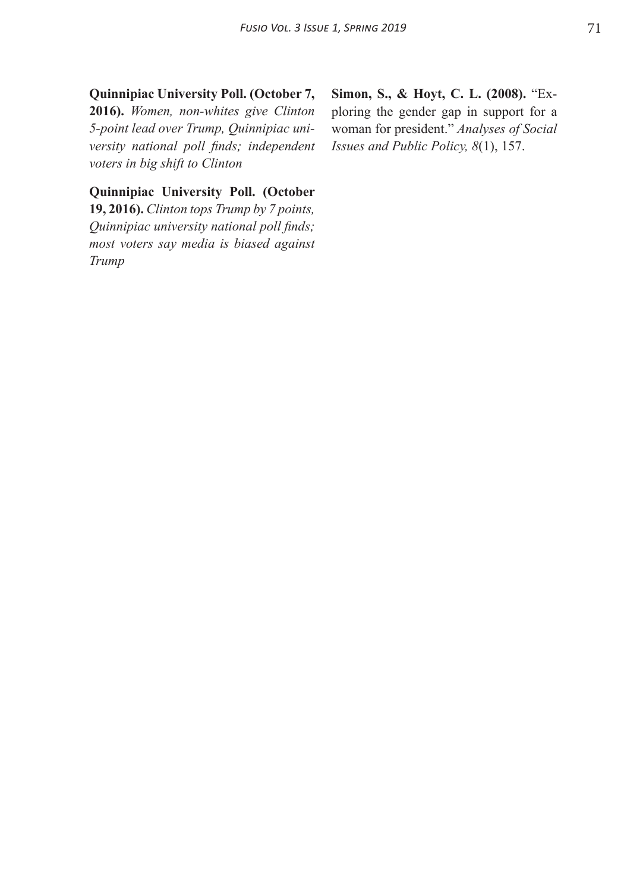**Quinnipiac University Poll. (October 7, 2016).** *Women, non-whites give Clinton 5-point lead over Trump, Quinnipiac university national poll finds; independent voters in big shift to Clinton*

**Quinnipiac University Poll. (October 19, 2016).** *Clinton tops Trump by 7 points, Quinnipiac university national poll finds; most voters say media is biased against Trump*

**Simon, S., & Hoyt, C. L. (2008).** "Exploring the gender gap in support for a woman for president." *Analyses of Social Issues and Public Policy, 8*(1), 157.